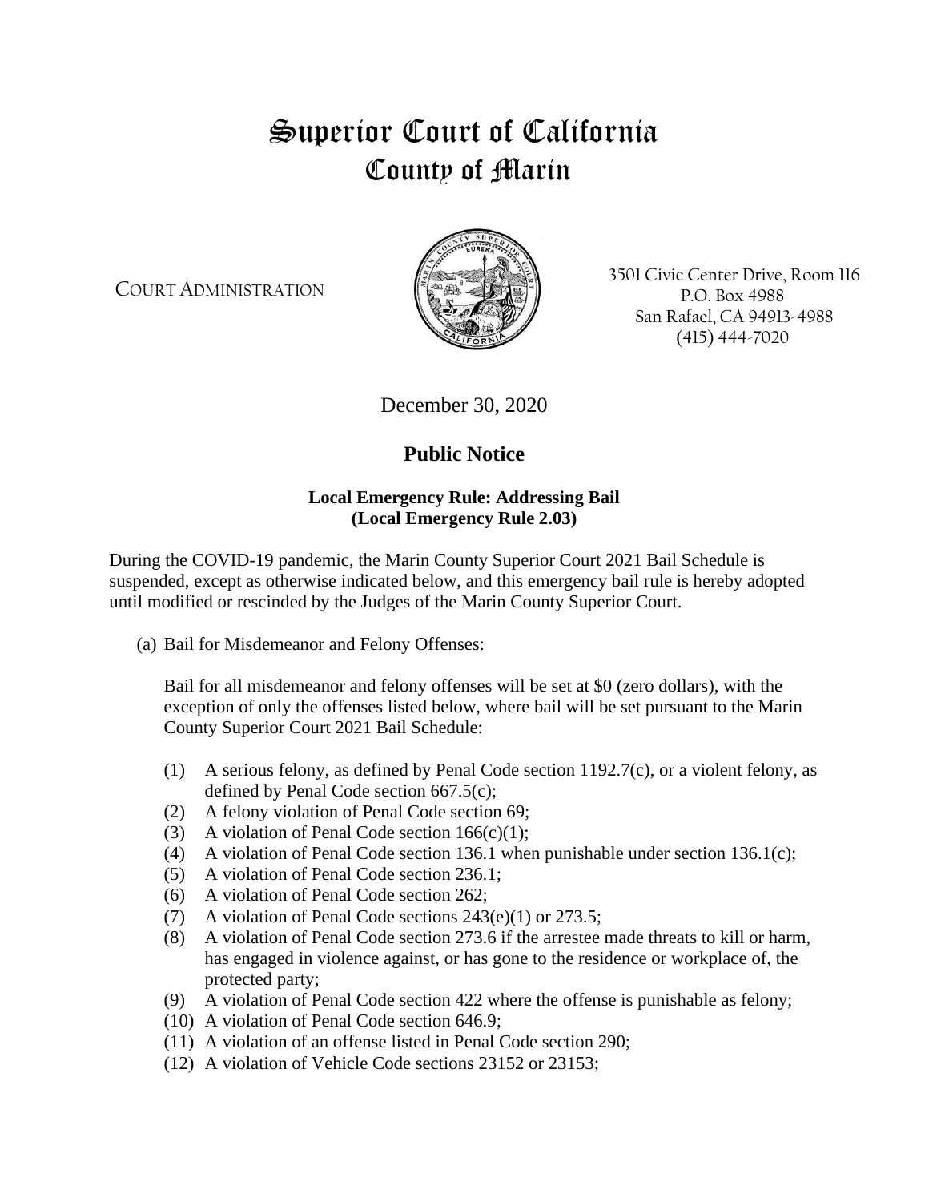# Superior Court of California
# County of Marin

COURT ADMINISTRATION

3501 Civic Center Drive, Room 116
P.O. Box 4988
San Rafael, CA 94913-4988
(415) 444-7020

December 30, 2020

## Public Notice

**Local Emergency Rule: Addressing Bail**
**(Local Emergency Rule 2.03)**

During the COVID-19 pandemic, the Marin County Superior Court 2021 Bail Schedule is suspended, except as otherwise indicated below, and this emergency bail rule is hereby adopted until modified or rescinded by the Judges of the Marin County Superior Court.

(a) Bail for Misdemeanor and Felony Offenses:

Bail for all misdemeanor and felony offenses will be set at $0 (zero dollars), with the exception of only the offenses listed below, where bail will be set pursuant to the Marin County Superior Court 2021 Bail Schedule:

(1) A serious felony, as defined by Penal Code section 1192.7(c), or a violent felony, as defined by Penal Code section 667.5(c);
(2) A felony violation of Penal Code section 69;
(3) A violation of Penal Code section 166(c)(1);
(4) A violation of Penal Code section 136.1 when punishable under section 136.1(c);
(5) A violation of Penal Code section 236.1;
(6) A violation of Penal Code section 262;
(7) A violation of Penal Code sections 243(e)(1) or 273.5;
(8) A violation of Penal Code section 273.6 if the arrestee made threats to kill or harm, has engaged in violence against, or has gone to the residence or workplace of, the protected party;
(9) A violation of Penal Code section 422 where the offense is punishable as felony;
(10) A violation of Penal Code section 646.9;
(11) A violation of an offense listed in Penal Code section 290;
(12) A violation of Vehicle Code sections 23152 or 23153;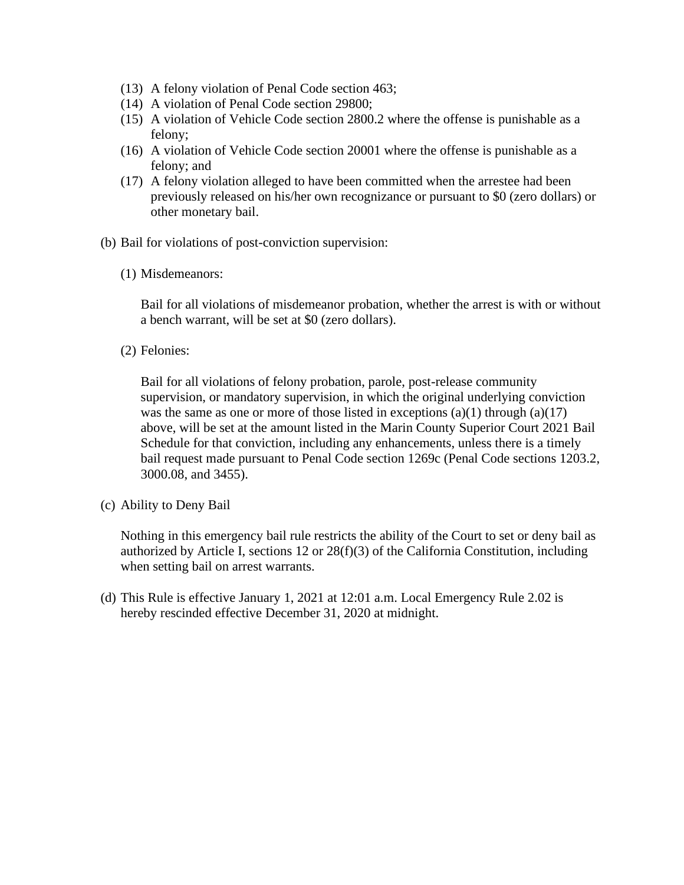(13) A felony violation of Penal Code section 463;

(14) A violation of Penal Code section 29800;

(15) A violation of Vehicle Code section 2800.2 where the offense is punishable as a felony;

(16) A violation of Vehicle Code section 20001 where the offense is punishable as a felony; and

(17) A felony violation alleged to have been committed when the arrestee had been previously released on his/her own recognizance or pursuant to $0 (zero dollars) or other monetary bail.

(b) Bail for violations of post-conviction supervision:

(1) Misdemeanors:

Bail for all violations of misdemeanor probation, whether the arrest is with or without a bench warrant, will be set at $0 (zero dollars).

(2) Felonies:

Bail for all violations of felony probation, parole, post-release community supervision, or mandatory supervision, in which the original underlying conviction was the same as one or more of those listed in exceptions (a)(1) through (a)(17) above, will be set at the amount listed in the Marin County Superior Court 2021 Bail Schedule for that conviction, including any enhancements, unless there is a timely bail request made pursuant to Penal Code section 1269c (Penal Code sections 1203.2, 3000.08, and 3455).

(c) Ability to Deny Bail

Nothing in this emergency bail rule restricts the ability of the Court to set or deny bail as authorized by Article I, sections 12 or 28(f)(3) of the California Constitution, including when setting bail on arrest warrants.

(d) This Rule is effective January 1, 2021 at 12:01 a.m. Local Emergency Rule 2.02 is hereby rescinded effective December 31, 2020 at midnight.